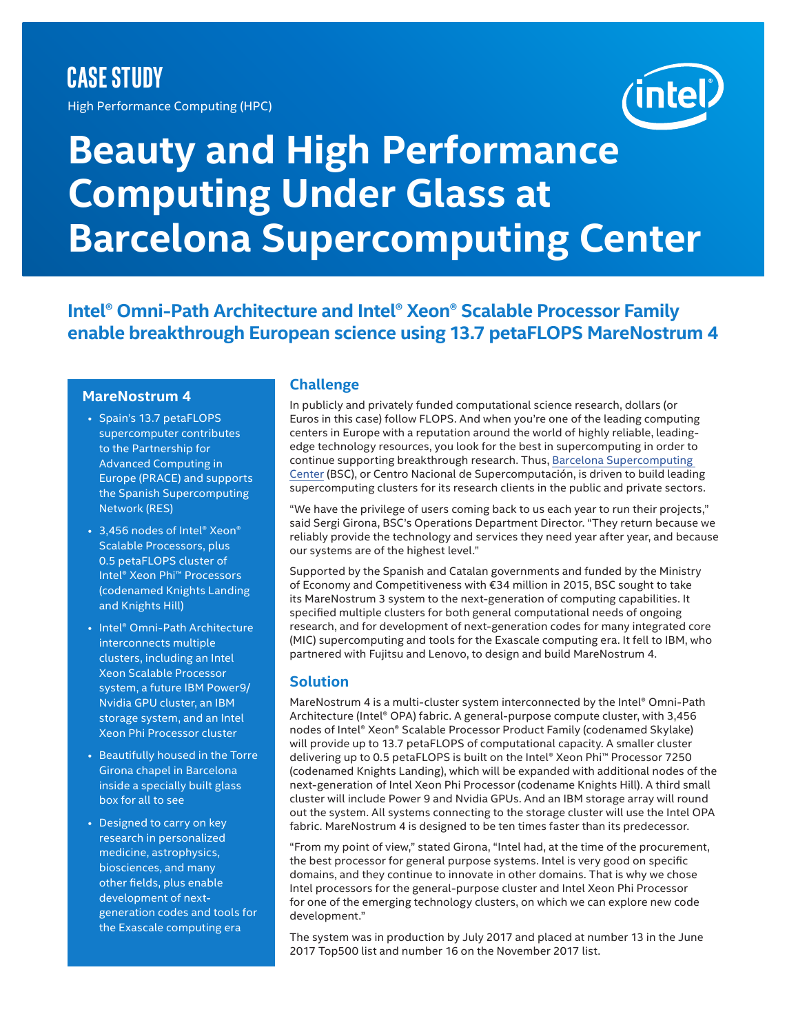CASE STUDY

High Performance Computing (HPC)

# Beauty and High Performance Computing Under Glass at Barcelona Supercomputing Center

## Intel® Omni-Path Architecture and Intel® Xeon® Scalable Processor Family enable breakthrough European science using 13.7 petaFLOPS MareNostrum 4

### MareNostrum 4

- Spain's 13.7 petaFLOPS supercomputer contributes to the Partnership for Advanced Computing in Europe (PRACE) and supports the Spanish Supercomputing Network (RES)
- 3,456 nodes of Intel® Xeon® Scalable Processors, plus 0.5 petaFLOPS cluster of Intel® Xeon Phi™ Processors (codenamed Knights Landing and Knights Hill)
- Intel® Omni-Path Architecture interconnects multiple clusters, including an Intel Xeon Scalable Processor system, a future IBM Power9/ Nvidia GPU cluster, an IBM storage system, and an Intel Xeon Phi Processor cluster
- Beautifully housed in the Torre Girona chapel in Barcelona inside a specially built glass box for all to see
- Designed to carry on key research in personalized medicine, astrophysics, biosciences, and many other fields, plus enable development of next-generation codes and tools for the Exascale computing era

## Challenge

In publicly and privately funded computational science research, dollars (or Euros in this case) follow FLOPS. And when you're one of the leading computing centers in Europe with a reputation around the world of highly reliable, leading-edge technology resources, you look for the best in supercomputing in order to continue supporting breakthrough research. Thus, Barcelona Supercomputing Center (BSC), or Centro Nacional de Supercomputación, is driven to build leading supercomputing clusters for its research clients in the public and private sectors.

"We have the privilege of users coming back to us each year to run their projects," said Sergi Girona, BSC's Operations Department Director. "They return because we reliably provide the technology and services they need year after year, and because our systems are of the highest level."

Supported by the Spanish and Catalan governments and funded by the Ministry of Economy and Competitiveness with €34 million in 2015, BSC sought to take its MareNostrum 3 system to the next-generation of computing capabilities. It specified multiple clusters for both general computational needs of ongoing research, and for development of next-generation codes for many integrated core (MIC) supercomputing and tools for the Exascale computing era. It fell to IBM, who partnered with Fujitsu and Lenovo, to design and build MareNostrum 4.

## Solution

MareNostrum 4 is a multi-cluster system interconnected by the Intel® Omni-Path Architecture (Intel® OPA) fabric. A general-purpose compute cluster, with 3,456 nodes of Intel® Xeon® Scalable Processor Product Family (codenamed Skylake) will provide up to 13.7 petaFLOPS of computational capacity. A smaller cluster delivering up to 0.5 petaFLOPS is built on the Intel® Xeon Phi™ Processor 7250 (codenamed Knights Landing), which will be expanded with additional nodes of the next-generation of Intel Xeon Phi Processor (codename Knights Hill). A third small cluster will include Power 9 and Nvidia GPUs. And an IBM storage array will round out the system. All systems connecting to the storage cluster will use the Intel OPA fabric. MareNostrum 4 is designed to be ten times faster than its predecessor.

"From my point of view," stated Girona, "Intel had, at the time of the procurement, the best processor for general purpose systems. Intel is very good on specific domains, and they continue to innovate in other domains. That is why we chose Intel processors for the general-purpose cluster and Intel Xeon Phi Processor for one of the emerging technology clusters, on which we can explore new code development."

The system was in production by July 2017 and placed at number 13 in the June 2017 Top500 list and number 16 on the November 2017 list.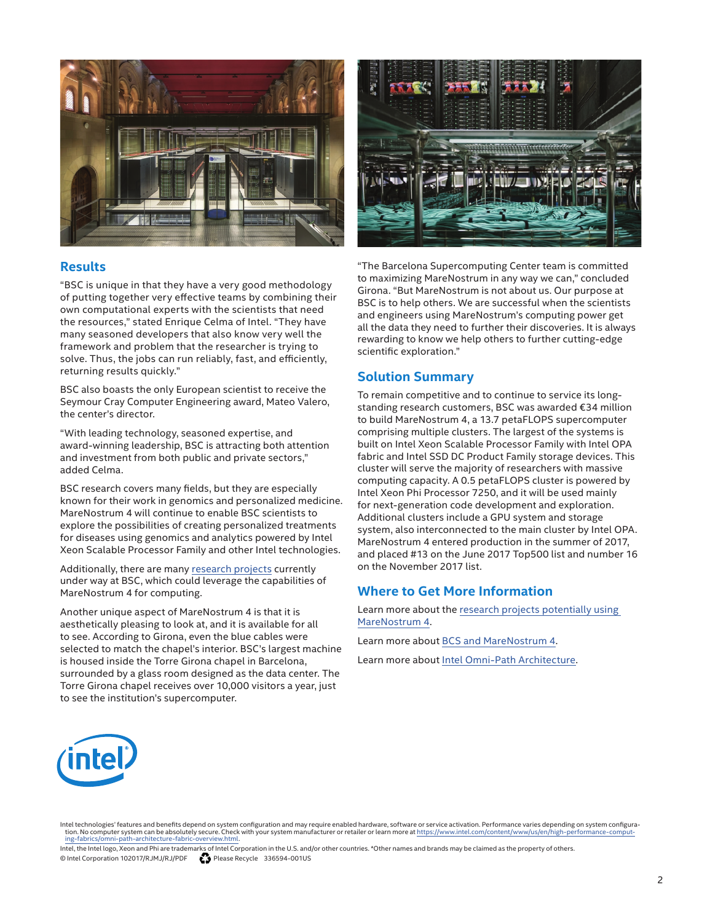## Results

"BSC is unique in that they have a very good methodology of putting together very effective teams by combining their own computational experts with the scientists that need the resources," stated Enrique Celma of Intel. "They have many seasoned developers that also know very well the framework and problem that the researcher is trying to solve. Thus, the jobs can run reliably, fast, and efficiently, returning results quickly."

BSC also boasts the only European scientist to receive the Seymour Cray Computer Engineering award, Mateo Valero, the center's director.

"With leading technology, seasoned expertise, and award-winning leadership, BSC is attracting both attention and investment from both public and private sectors," added Celma.

BSC research covers many fields, but they are especially known for their work in genomics and personalized medicine. MareNostrum 4 will continue to enable BSC scientists to explore the possibilities of creating personalized treatments for diseases using genomics and analytics powered by Intel Xeon Scalable Processor Family and other Intel technologies.

Additionally, there are many research projects currently under way at BSC, which could leverage the capabilities of MareNostrum 4 for computing.

Another unique aspect of MareNostrum 4 is that it is aesthetically pleasing to look at, and it is available for all to see. According to Girona, even the blue cables were selected to match the chapel's interior. BSC's largest machine is housed inside the Torre Girona chapel in Barcelona, surrounded by a glass room designed as the data center. The Torre Girona chapel receives over 10,000 visitors a year, just to see the institution's supercomputer.

"The Barcelona Supercomputing Center team is committed to maximizing MareNostrum in any way we can," concluded Girona. "But MareNostrum is not about us. Our purpose at BSC is to help others. We are successful when the scientists and engineers using MareNostrum's computing power get all the data they need to further their discoveries. It is always rewarding to know we help others to further cutting-edge scientific exploration."

## Solution Summary

To remain competitive and to continue to service its long-standing research customers, BSC was awarded €34 million to build MareNostrum 4, a 13.7 petaFLOPS supercomputer comprising multiple clusters. The largest of the systems is built on Intel Xeon Scalable Processor Family with Intel OPA fabric and Intel SSD DC Product Family storage devices. This cluster will serve the majority of researchers with massive computing capacity. A 0.5 petaFLOPS cluster is powered by Intel Xeon Phi Processor 7250, and it will be used mainly for next-generation code development and exploration. Additional clusters include a GPU system and storage system, also interconnected to the main cluster by Intel OPA. MareNostrum 4 entered production in the summer of 2017, and placed #13 on the June 2017 Top500 list and number 16 on the November 2017 list.

## Where to Get More Information

Learn more about the research projects potentially using MareNostrum 4.

Learn more about BCS and MareNostrum 4.

Learn more about Intel Omni-Path Architecture.

Intel technologies' features and benefits depend on system configuration and may require enabled hardware, software or service activation. Performance varies depending on system configuration. No computer system can be absolutely secure. Check with your system manufacturer or retailer or learn more at https://www.intel.com/content/www/us/en/high-performance-computing-fabrics/omni-path-architecture-fabric-overview.html.

Intel, the Intel logo, Xeon and Phi are trademarks of Intel Corporation in the U.S. and/or other countries. *Other names and brands may be claimed as the property of others.

© Intel Corporation 102017/RJMJ/RJ/PDF Please Recycle 336594-001US